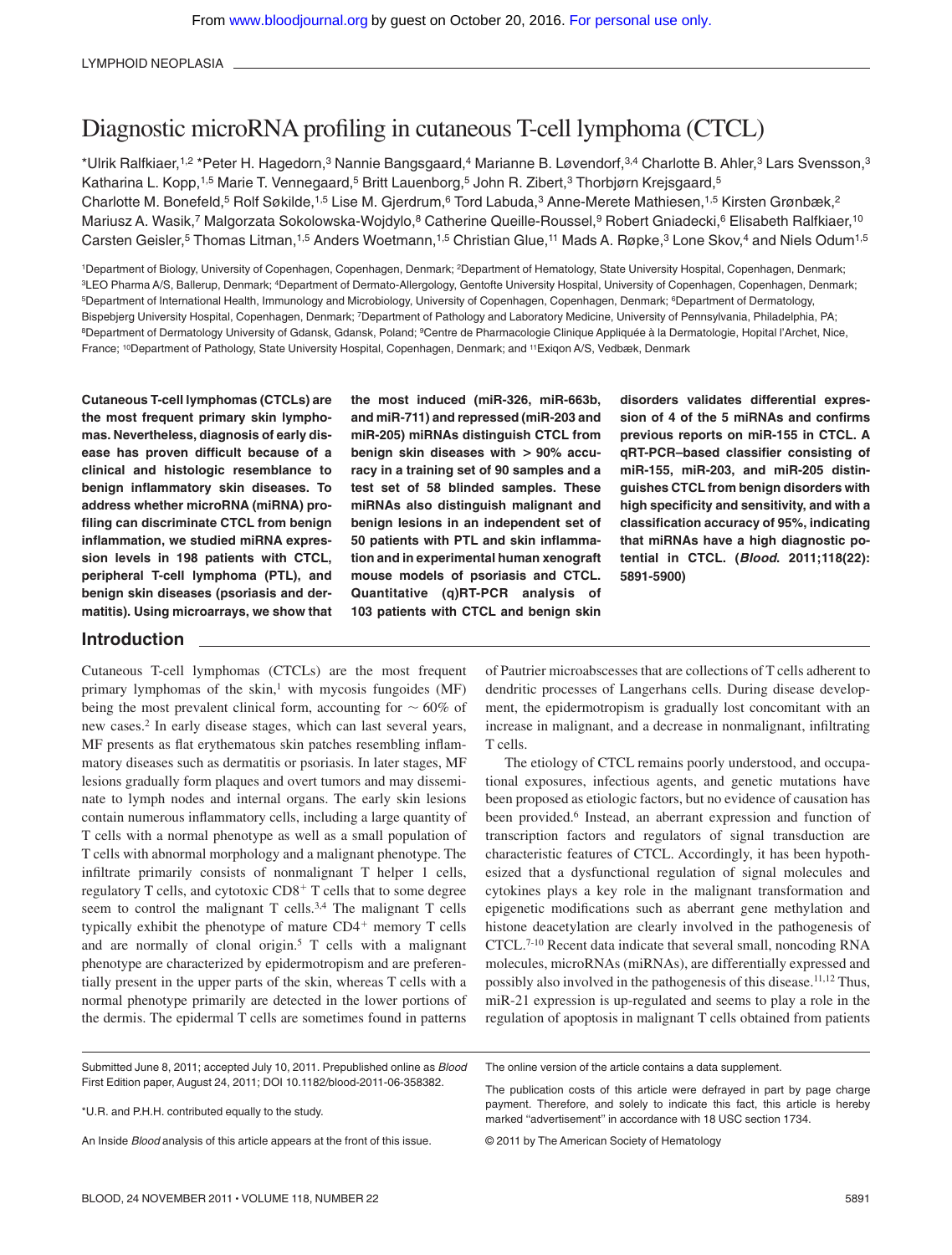LYMPHOID NEOPLASIA

# Diagnostic microRNA profiling in cutaneous T-cell lymphoma (CTCL)

*Ulrik Ralfkiaer,[1,2] *Peter H. Hagedorn,[3] Nannie Bangsgaard,[4] Marianne B. Løvendorf,[3,4] Charlotte B. Ahler,[3] Lars Svensson,[3] Katharina L. Kopp,[1,5] Marie T. Vennegaard,[5] Britt Lauenborg,[5] John R. Zibert,[3] Thorbjørn Krejsgaard,[5] Charlotte M. Bonefeld,[5] Rolf Søkilde,[1,5] Lise M. Gjerdrum,[6] Tord Labuda,[3] Anne-Merete Mathiesen,[1,5] Kirsten Grønbæk,[2] Mariusz A. Wasik,[7] Malgorzata Sokolowska-Wojdylo,[8] Catherine Queille-Roussel,[9] Robert Gniadecki,[6] Elisabeth Ralfkiaer,[10] Carsten Geisler,[5] Thomas Litman,[1,5] Anders Woetmann,[1,5] Christian Glue,[11] Mads A. Røpke,[3] Lone Skov,[4] and Niels Odum[1,5]

[1]Department of Biology, University of Copenhagen, Copenhagen, Denmark; [2]Department of Hematology, State University Hospital, Copenhagen, Denmark; [3]LEO Pharma A/S, Ballerup, Denmark; [4]Department of Dermato-Allergology, Gentofte University Hospital, University of Copenhagen, Copenhagen, Denmark; [5]Department of International Health, Immunology and Microbiology, University of Copenhagen, Copenhagen, Denmark; [6]Department of Dermatology, Bispebjerg University Hospital, Copenhagen, Denmark; [7]Department of Pathology and Laboratory Medicine, University of Pennsylvania, Philadelphia, PA; [8]Department of Dermatology University of Gdansk, Gdansk, Poland; [9]Centre de Pharmacologie Clinique Appliquée à la Dermatologie, Hopital l'Archet, Nice, France; [10]Department of Pathology, State University Hospital, Copenhagen, Denmark; and [11]Exiqon A/S, Vedbæk, Denmark

**Cutaneous T-cell lymphomas (CTCLs) are the most frequent primary skin lymphomas. Nevertheless, diagnosis of early disease has proven difficult because of a clinical and histologic resemblance to benign inflammatory skin diseases. To address whether microRNA (miRNA) profiling can discriminate CTCL from benign inflammation, we studied miRNA expression levels in 198 patients with CTCL, peripheral T-cell lymphoma (PTL), and benign skin diseases (psoriasis and dermatitis). Using microarrays, we show that the most induced (miR-326, miR-663b, and miR-711) and repressed (miR-203 and miR-205) miRNAs distinguish CTCL from benign skin diseases with > 90% accuracy in a training set of 90 samples and a test set of 58 blinded samples. These miRNAs also distinguish malignant and benign lesions in an independent set of 50 patients with PTL and skin inflammation and in experimental human xenograft mouse models of psoriasis and CTCL. Quantitative (q)RT-PCR analysis of 103 patients with CTCL and benign skin disorders validates differential expression of 4 of the 5 miRNAs and confirms previous reports on miR-155 in CTCL. A qRT-PCR–based classifier consisting of miR-155, miR-203, and miR-205 distinguishes CTCL from benign disorders with high specificity and sensitivity, and with a classification accuracy of 95%, indicating that miRNAs have a high diagnostic potential in CTCL. (*Blood*. 2011;118(22):5891-5900)**

## Introduction

Cutaneous T-cell lymphomas (CTCLs) are the most frequent primary lymphomas of the skin,[1] with mycosis fungoides (MF) being the most prevalent clinical form, accounting for ~ 60% of new cases.[2] In early disease stages, which can last several years, MF presents as flat erythematous skin patches resembling inflammatory diseases such as dermatitis or psoriasis. In later stages, MF lesions gradually form plaques and overt tumors and may disseminate to lymph nodes and internal organs. The early skin lesions contain numerous inflammatory cells, including a large quantity of T cells with a normal phenotype as well as a small population of T cells with abnormal morphology and a malignant phenotype. The infiltrate primarily consists of nonmalignant T helper 1 cells, regulatory T cells, and cytotoxic $CD8^+$ T cells that to some degree seem to control the malignant T cells.[3,4] The malignant T cells typically exhibit the phenotype of mature $CD4^+$ memory T cells and are normally of clonal origin.[5] T cells with a malignant phenotype are characterized by epidermotropism and are preferentially present in the upper parts of the skin, whereas T cells with a normal phenotype primarily are detected in the lower portions of the dermis. The epidermal T cells are sometimes found in patterns of Pautrier microabscesses that are collections of T cells adherent to dendritic processes of Langerhans cells. During disease development, the epidermotropism is gradually lost concomitant with an increase in malignant, and a decrease in nonmalignant, infiltrating T cells.

The etiology of CTCL remains poorly understood, and occupational exposures, infectious agents, and genetic mutations have been proposed as etiologic factors, but no evidence of causation has been provided.[6] Instead, an aberrant expression and function of transcription factors and regulators of signal transduction are characteristic features of CTCL. Accordingly, it has been hypothesized that a dysfunctional regulation of signal molecules and cytokines plays a key role in the malignant transformation and epigenetic modifications such as aberrant gene methylation and histone deacetylation are clearly involved in the pathogenesis of CTCL.[7-10] Recent data indicate that several small, noncoding RNA molecules, microRNAs (miRNAs), are differentially expressed and possibly also involved in the pathogenesis of this disease.[11,12] Thus, miR-21 expression is up-regulated and seems to play a role in the regulation of apoptosis in malignant T cells obtained from patients

Submitted June 8, 2011; accepted July 10, 2011. Prepublished online as *Blood* First Edition paper, August 24, 2011; DOI 10.1182/blood-2011-06-358382.

*U.R. and P.H.H. contributed equally to the study.

An Inside *Blood* analysis of this article appears at the front of this issue.

The online version of the article contains a data supplement.

The publication costs of this article were defrayed in part by page charge payment. Therefore, and solely to indicate this fact, this article is hereby marked "advertisement" in accordance with 18 USC section 1734.

© 2011 by The American Society of Hematology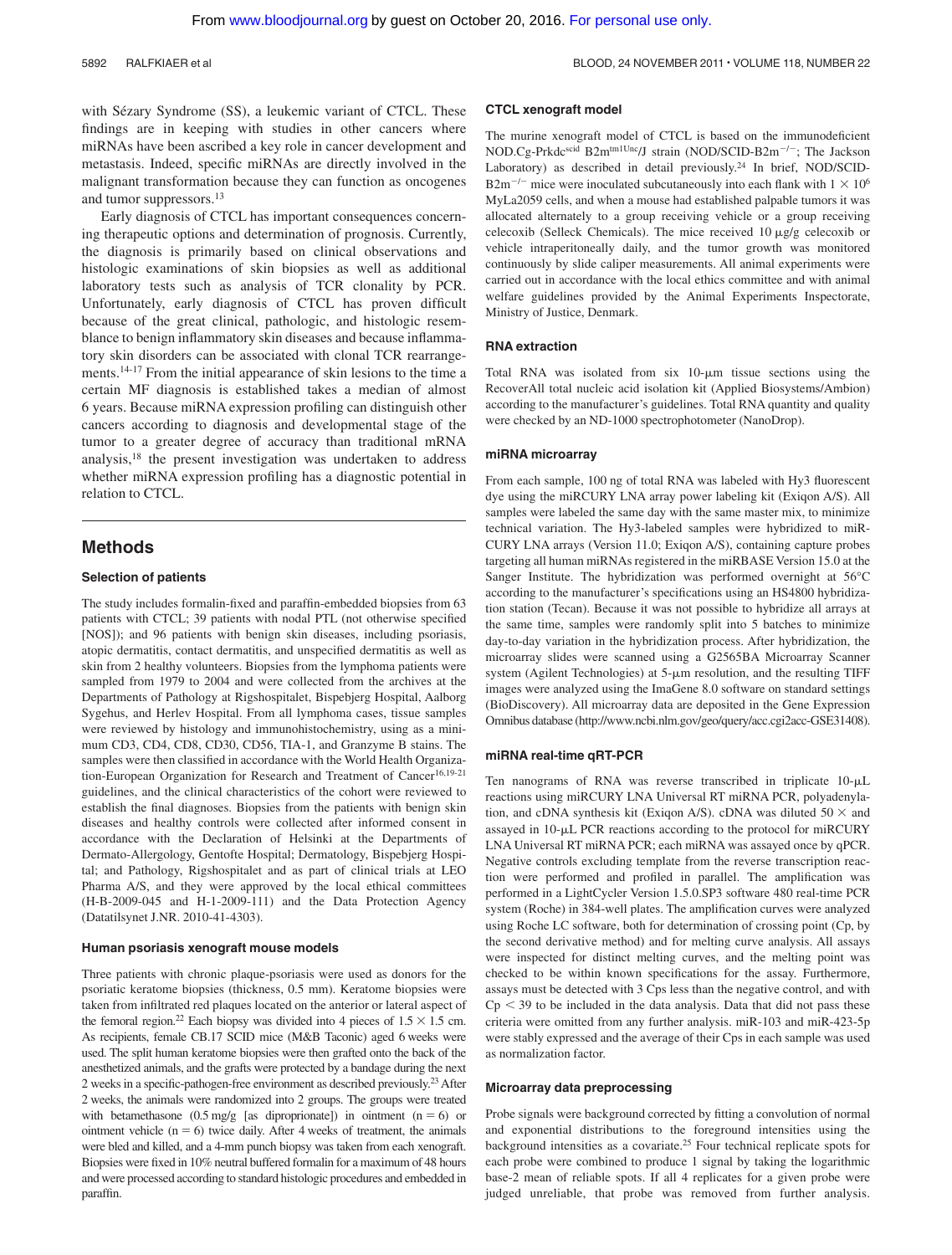with Sézary Syndrome (SS), a leukemic variant of CTCL. These findings are in keeping with studies in other cancers where miRNAs have been ascribed a key role in cancer development and metastasis. Indeed, specific miRNAs are directly involved in the malignant transformation because they can function as oncogenes and tumor suppressors.[13]

Early diagnosis of CTCL has important consequences concerning therapeutic options and determination of prognosis. Currently, the diagnosis is primarily based on clinical observations and histologic examinations of skin biopsies as well as additional laboratory tests such as analysis of TCR clonality by PCR. Unfortunately, early diagnosis of CTCL has proven difficult because of the great clinical, pathologic, and histologic resemblance to benign inflammatory skin diseases and because inflammatory skin disorders can be associated with clonal TCR rearrangements.[14-17] From the initial appearance of skin lesions to the time a certain MF diagnosis is established takes a median of almost 6 years. Because miRNA expression profiling can distinguish other cancers according to diagnosis and developmental stage of the tumor to a greater degree of accuracy than traditional mRNA analysis,[18] the present investigation was undertaken to address whether miRNA expression profiling has a diagnostic potential in relation to CTCL.

## Methods

### Selection of patients

The study includes formalin-fixed and paraffin-embedded biopsies from 63 patients with CTCL; 39 patients with nodal PTL (not otherwise specified [NOS]); and 96 patients with benign skin diseases, including psoriasis, atopic dermatitis, contact dermatitis, and unspecified dermatitis as well as skin from 2 healthy volunteers. Biopsies from the lymphoma patients were sampled from 1979 to 2004 and were collected from the archives at the Departments of Pathology at Rigshospitalet, Bispebjerg Hospital, Aalborg Sygehus, and Herlev Hospital. From all lymphoma cases, tissue samples were reviewed by histology and immunohistochemistry, using as a minimum CD3, CD4, CD8, CD30, CD56, TIA-1, and Granzyme B stains. The samples were then classified in accordance with the World Health Organization-European Organization for Research and Treatment of Cancer[16,19-21] guidelines, and the clinical characteristics of the cohort were reviewed to establish the final diagnoses. Biopsies from the patients with benign skin diseases and healthy controls were collected after informed consent in accordance with the Declaration of Helsinki at the Departments of Dermato-Allergology, Gentofte Hospital; Dermatology, Bispebjerg Hospital; and Pathology, Rigshospitalet and as part of clinical trials at LEO Pharma A/S, and they were approved by the local ethical committees (H-B-2009-045 and H-1-2009-111) and the Data Protection Agency (Datatilsynet J.NR. 2010-41-4303).

### Human psoriasis xenograft mouse models

Three patients with chronic plaque-psoriasis were used as donors for the psoriatic keratome biopsies (thickness, 0.5 mm). Keratome biopsies were taken from infiltrated red plaques located on the anterior or lateral aspect of the femoral region.[22] Each biopsy was divided into 4 pieces of 1.5 × 1.5 cm. As recipients, female CB.17 SCID mice (M&B Taconic) aged 6 weeks were used. The split human keratome biopsies were then grafted onto the back of the anesthetized animals, and the grafts were protected by a bandage during the next 2 weeks in a specific-pathogen-free environment as described previously.[23] After 2 weeks, the animals were randomized into 2 groups. The groups were treated with betamethasone (0.5 mg/g [as dipropionate]) in ointment (n = 6) or ointment vehicle (n = 6) twice daily. After 4 weeks of treatment, the animals were bled and killed, and a 4-mm punch biopsy was taken from each xenograft. Biopsies were fixed in 10% neutral buffered formalin for a maximum of 48 hours and were processed according to standard histologic procedures and embedded in paraffin.

### CTCL xenograft model

The murine xenograft model of CTCL is based on the immunodeficient NOD.Cg-Prkdc$^{scid}$ B2m$^{tm1Unc}$/J strain (NOD/SCID-B2m$^{-/-}$; The Jackson Laboratory) as described in detail previously.[24] In brief, NOD/SCID-B2m$^{-/-}$ mice were inoculated subcutaneously into each flank with $1 \times 10^6$ MyLa2059 cells, and when a mouse had established palpable tumors it was allocated alternately to a group receiving vehicle or a group receiving celecoxib (Selleck Chemicals). The mice received 10 μg/g celecoxib or vehicle intraperitoneally daily, and the tumor growth was monitored continuously by slide caliper measurements. All animal experiments were carried out in accordance with the local ethics committee and with animal welfare guidelines provided by the Animal Experiments Inspectorate, Ministry of Justice, Denmark.

### RNA extraction

Total RNA was isolated from six 10-μm tissue sections using the RecoverAll total nucleic acid isolation kit (Applied Biosystems/Ambion) according to the manufacturer's guidelines. Total RNA quantity and quality were checked by an ND-1000 spectrophotometer (NanoDrop).

### miRNA microarray

From each sample, 100 ng of total RNA was labeled with Hy3 fluorescent dye using the miRCURY LNA array power labeling kit (Exiqon A/S). All samples were labeled the same day with the same master mix, to minimize technical variation. The Hy3-labeled samples were hybridized to miRCURY LNA arrays (Version 11.0; Exiqon A/S), containing capture probes targeting all human miRNAs registered in the miRBASE Version 15.0 at the Sanger Institute. The hybridization was performed overnight at 56°C according to the manufacturer's specifications using an HS4800 hybridization station (Tecan). Because it was not possible to hybridize all arrays at the same time, samples were randomly split into 5 batches to minimize day-to-day variation in the hybridization process. After hybridization, the microarray slides were scanned using a G2565BA Microarray Scanner system (Agilent Technologies) at 5-μm resolution, and the resulting TIFF images were analyzed using the ImaGene 8.0 software on standard settings (BioDiscovery). All microarray data are deposited in the Gene Expression Omnibus database (http://www.ncbi.nlm.gov/geo/query/acc.cgi2acc-GSE31408).

### miRNA real-time qRT-PCR

Ten nanograms of RNA was reverse transcribed in triplicate 10-μL reactions using miRCURY LNA Universal RT miRNA PCR, polyadenylation, and cDNA synthesis kit (Exiqon A/S). cDNA was diluted 50 × and assayed in 10-μL PCR reactions according to the protocol for miRCURY LNA Universal RT miRNA PCR; each miRNA was assayed once by qPCR. Negative controls excluding template from the reverse transcription reaction were performed and profiled in parallel. The amplification was performed in a LightCycler Version 1.5.0.SP3 software 480 real-time PCR system (Roche) in 384-well plates. The amplification curves were analyzed using Roche LC software, both for determination of crossing point (Cp, by the second derivative method) and for melting curve analysis. All assays were inspected for distinct melting curves, and the melting point was checked to be within known specifications for the assay. Furthermore, assays must be detected with 3 Cps less than the negative control, and with Cp < 39 to be included in the data analysis. Data that did not pass these criteria were omitted from any further analysis. miR-103 and miR-423-5p were stably expressed and the average of their Cps in each sample was used as normalization factor.

### Microarray data preprocessing

Probe signals were background corrected by fitting a convolution of normal and exponential distributions to the foreground intensities using the background intensities as a covariate.[25] Four technical replicate spots for each probe were combined to produce 1 signal by taking the logarithmic base-2 mean of reliable spots. If all 4 replicates for a given probe were judged unreliable, that probe was removed from further analysis.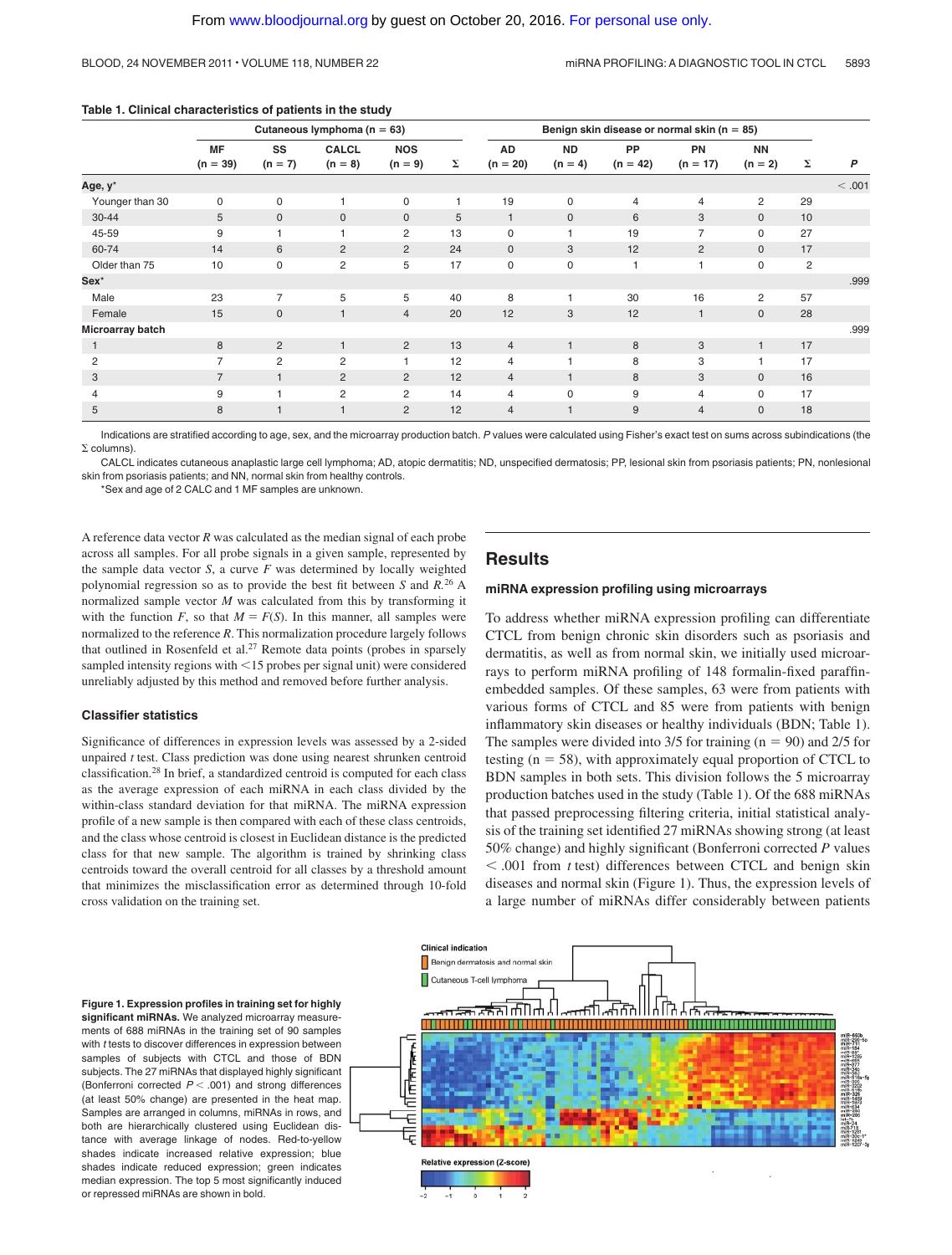**Table 1. Clinical characteristics of patients in the study**

| | Cutaneous lymphoma (n = 63) | | | | | Benign skin disease or normal skin (n = 85) | | | | | | |
|---|---|---|---|---|---|---|---|---|---|---|---|---|
| | MF (n = 39) | SS (n = 7) | CALCL (n = 8) | NOS (n = 9) | Σ | AD (n = 20) | ND (n = 4) | PP (n = 42) | PN (n = 17) | NN (n = 2) | Σ | P |
| **Age, y*** | | | | | | | | | | | | < .001 |
| Younger than 30 | 0 | 0 | 1 | 0 | 1 | 19 | 0 | 4 | 4 | 2 | 29 | |
| 30-44 | 5 | 0 | 0 | 0 | 5 | 1 | 0 | 6 | 3 | 0 | 10 | |
| 45-59 | 9 | 1 | 1 | 2 | 13 | 0 | 1 | 19 | 7 | 0 | 27 | |
| 60-74 | 14 | 6 | 2 | 2 | 24 | 0 | 3 | 12 | 2 | 0 | 17 | |
| Older than 75 | 10 | 0 | 2 | 5 | 17 | 0 | 0 | 1 | 1 | 0 | 2 | |
| **Sex*** | | | | | | | | | | | | .999 |
| Male | 23 | 7 | 5 | 5 | 40 | 8 | 1 | 30 | 16 | 2 | 57 | |
| Female | 15 | 0 | 1 | 4 | 20 | 12 | 3 | 12 | 1 | 0 | 28 | |
| **Microarray batch** | | | | | | | | | | | | .999 |
| 1 | 8 | 2 | 1 | 2 | 13 | 4 | 1 | 8 | 3 | 1 | 17 | |
| 2 | 7 | 2 | 2 | 1 | 12 | 4 | 1 | 8 | 3 | 1 | 17 | |
| 3 | 7 | 1 | 2 | 2 | 12 | 4 | 1 | 8 | 3 | 0 | 16 | |
| 4 | 9 | 1 | 2 | 2 | 14 | 4 | 0 | 9 | 4 | 0 | 17 | |
| 5 | 8 | 1 | 1 | 2 | 12 | 4 | 1 | 9 | 4 | 0 | 18 | |

Indications are stratified according to age, sex, and the microarray production batch. *P* values were calculated using Fisher's exact test on sums across subindications (the Σ columns).

CALCL indicates cutaneous anaplastic large cell lymphoma; AD, atopic dermatitis; ND, unspecified dermatosis; PP, lesional skin from psoriasis patients; PN, nonlesional skin from psoriasis patients; and NN, normal skin from healthy controls.

*Sex and age of 2 CALC and 1 MF samples are unknown.

A reference data vector *R* was calculated as the median signal of each probe across all samples. For all probe signals in a given sample, represented by the sample data vector *S*, a curve *F* was determined by locally weighted polynomial regression so as to provide the best fit between *S* and *R*.[26] A normalized sample vector *M* was calculated from this by transforming it with the function *F*, so that $M = F(S)$. In this manner, all samples were normalized to the reference *R*. This normalization procedure largely follows that outlined in Rosenfeld et al.[27] Remote data points (probes in sparsely sampled intensity regions with <15 probes per signal unit) were considered unreliably adjusted by this method and removed before further analysis.

### Classifier statistics

Significance of differences in expression levels was assessed by a 2-sided unpaired *t* test. Class prediction was done using nearest shrunken centroid classification.[28] In brief, a standardized centroid is computed for each class as the average expression of each miRNA in each class divided by the within-class standard deviation for that miRNA. The miRNA expression profile of a new sample is then compared with each of these class centroids, and the class whose centroid is closest in Euclidean distance is the predicted class for that new sample. The algorithm is trained by shrinking class centroids toward the overall centroid for all classes by a threshold amount that minimizes the misclassification error as determined through 10-fold cross validation on the training set.

## Results

### miRNA expression profiling using microarrays

To address whether miRNA expression profiling can differentiate CTCL from benign chronic skin disorders such as psoriasis and dermatitis, as well as from normal skin, we initially used microarrays to perform miRNA profiling of 148 formalin-fixed paraffin-embedded samples. Of these samples, 63 were from patients with various forms of CTCL and 85 were from patients with benign inflammatory skin diseases or healthy individuals (BDN; Table 1). The samples were divided into 3/5 for training (n = 90) and 2/5 for testing (n = 58), with approximately equal proportion of CTCL to BDN samples in both sets. This division follows the 5 microarray production batches used in the study (Table 1). Of the 688 miRNAs that passed preprocessing filtering criteria, initial statistical analysis of the training set identified 27 miRNAs showing strong (at least 50% change) and highly significant (Bonferroni corrected *P* values < .001 from *t* test) differences between CTCL and benign skin diseases and normal skin (Figure 1). Thus, the expression levels of a large number of miRNAs differ considerably between patients

**Figure 1. Expression profiles in training set for highly significant miRNAs.** We analyzed microarray measurements of 688 miRNAs in the training set of 90 samples with *t* tests to discover differences in expression between samples of subjects with CTCL and those of BDN subjects. The 27 miRNAs that displayed highly significant (Bonferroni corrected *P* < .001) and strong differences (at least 50% change) are presented in the heat map. Samples are arranged in columns, miRNAs in rows, and both are hierarchically clustered using Euclidean distance with average linkage of nodes. Red-to-yellow shades indicate increased relative expression; blue shades indicate reduced expression; green indicates median expression. The top 5 most significantly induced or repressed miRNAs are shown in bold.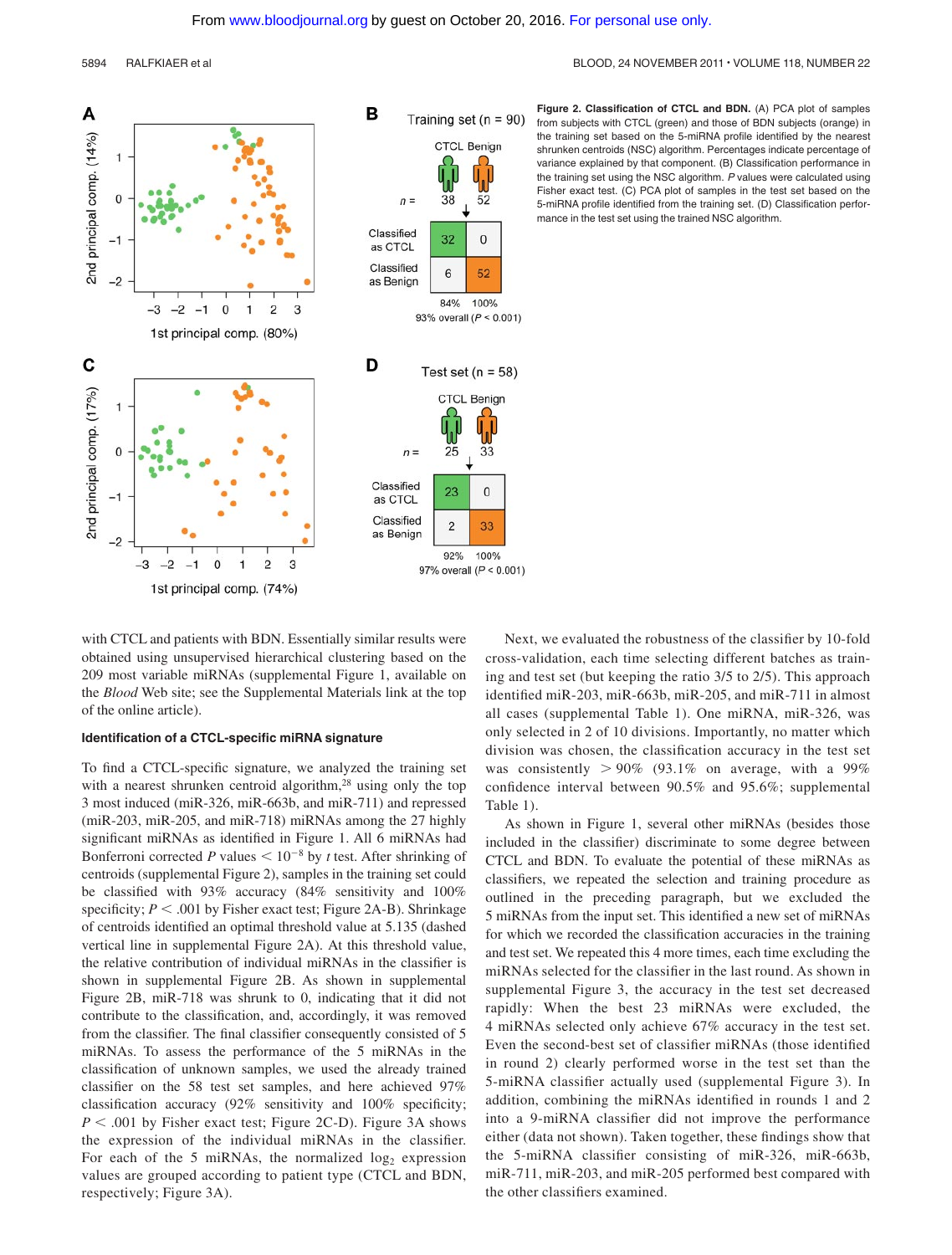**Figure 2. Classification of CTCL and BDN.** (A) PCA plot of samples from subjects with CTCL (green) and those of BDN subjects (orange) in the training set based on the 5-miRNA profile identified by the nearest shrunken centroids (NSC) algorithm. Percentages indicate percentage of variance explained by that component. (B) Classification performance in the training set using the NSC algorithm. *P* values were calculated using Fisher exact test. (C) PCA plot of samples in the test set based on the 5-miRNA profile identified from the training set. (D) Classification performance in the test set using the trained NSC algorithm.

with CTCL and patients with BDN. Essentially similar results were obtained using unsupervised hierarchical clustering based on the 209 most variable miRNAs (supplemental Figure 1, available on the *Blood* Web site; see the Supplemental Materials link at the top of the online article).

### Identification of a CTCL-specific miRNA signature

To find a CTCL-specific signature, we analyzed the training set with a nearest shrunken centroid algorithm,[28] using only the top 3 most induced (miR-326, miR-663b, and miR-711) and repressed (miR-203, miR-205, and miR-718) miRNAs among the 27 highly significant miRNAs as identified in Figure 1. All 6 miRNAs had Bonferroni corrected *P* values $< 10^{-8}$ by *t* test. After shrinking of centroids (supplemental Figure 2), samples in the training set could be classified with 93% accuracy (84% sensitivity and 100% specificity; $P < .001$ by Fisher exact test; Figure 2A-B). Shrinkage of centroids identified an optimal threshold value at 5.135 (dashed vertical line in supplemental Figure 2A). At this threshold value, the relative contribution of individual miRNAs in the classifier is shown in supplemental Figure 2B. As shown in supplemental Figure 2B, miR-718 was shrunk to 0, indicating that it did not contribute to the classification, and, accordingly, it was removed from the classifier. The final classifier consequently consisted of 5 miRNAs. To assess the performance of the 5 miRNAs in the classification of unknown samples, we used the already trained classifier on the 58 test set samples, and here achieved 97% classification accuracy (92% sensitivity and 100% specificity; $P < .001$ by Fisher exact test; Figure 2C-D). Figure 3A shows the expression of the individual miRNAs in the classifier. For each of the 5 miRNAs, the normalized $\log_2$ expression values are grouped according to patient type (CTCL and BDN, respectively; Figure 3A).

Next, we evaluated the robustness of the classifier by 10-fold cross-validation, each time selecting different batches as training and test set (but keeping the ratio 3/5 to 2/5). This approach identified miR-203, miR-663b, miR-205, and miR-711 in almost all cases (supplemental Table 1). One miRNA, miR-326, was only selected in 2 of 10 divisions. Importantly, no matter which division was chosen, the classification accuracy in the test set was consistently $> 90\%$ (93.1% on average, with a 99% confidence interval between 90.5% and 95.6%; supplemental Table 1).

As shown in Figure 1, several other miRNAs (besides those included in the classifier) discriminate to some degree between CTCL and BDN. To evaluate the potential of these miRNAs as classifiers, we repeated the selection and training procedure as outlined in the preceding paragraph, but we excluded the 5 miRNAs from the input set. This identified a new set of miRNAs for which we recorded the classification accuracies in the training and test set. We repeated this 4 more times, each time excluding the miRNAs selected for the classifier in the last round. As shown in supplemental Figure 3, the accuracy in the test set decreased rapidly: When the best 23 miRNAs were excluded, the 4 miRNAs selected only achieve 67% accuracy in the test set. Even the second-best set of classifier miRNAs (those identified in round 2) clearly performed worse in the test set than the 5-miRNA classifier actually used (supplemental Figure 3). In addition, combining the miRNAs identified in rounds 1 and 2 into a 9-miRNA classifier did not improve the performance either (data not shown). Taken together, these findings show that the 5-miRNA classifier consisting of miR-326, miR-663b, miR-711, miR-203, and miR-205 performed best compared with the other classifiers examined.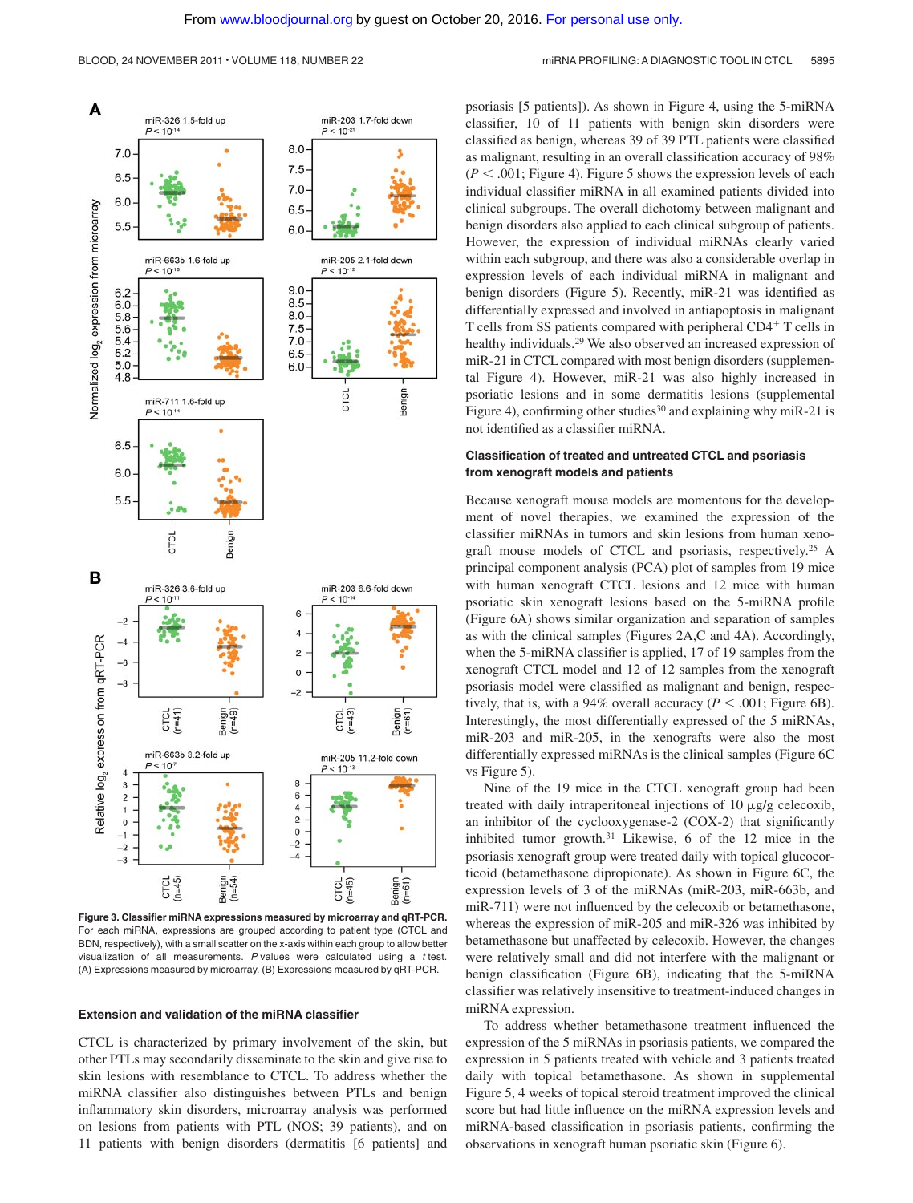**Figure 3. Classifier miRNA expressions measured by microarray and qRT-PCR.** For each miRNA, expressions are grouped according to patient type (CTCL and BDN, respectively), with a small scatter on the x-axis within each group to allow better visualization of all measurements. *P* values were calculated using a *t* test. (A) Expressions measured by microarray. (B) Expressions measured by qRT-PCR.

### Extension and validation of the miRNA classifier

CTCL is characterized by primary involvement of the skin, but other PTLs may secondarily disseminate to the skin and give rise to skin lesions with resemblance to CTCL. To address whether the miRNA classifier also distinguishes between PTLs and benign inflammatory skin disorders, microarray analysis was performed on lesions from patients with PTL (NOS; 39 patients), and on 11 patients with benign disorders (dermatitis [6 patients] and psoriasis [5 patients]). As shown in Figure 4, using the 5-miRNA classifier, 10 of 11 patients with benign skin disorders were classified as benign, whereas 39 of 39 PTL patients were classified as malignant, resulting in an overall classification accuracy of 98% ($P < .001$; Figure 4). Figure 5 shows the expression levels of each individual classifier miRNA in all examined patients divided into clinical subgroups. The overall dichotomy between malignant and benign disorders also applied to each clinical subgroup of patients. However, the expression of individual miRNAs clearly varied within each subgroup, and there was also a considerable overlap in expression levels of each individual miRNA in malignant and benign disorders (Figure 5). Recently, miR-21 was identified as differentially expressed and involved in antiapoptosis in malignant T cells from SS patients compared with peripheral CD4$^+$ T cells in healthy individuals.[29] We also observed an increased expression of miR-21 in CTCL compared with most benign disorders (supplemental Figure 4). However, miR-21 was also highly increased in psoriatic lesions and in some dermatitis lesions (supplemental Figure 4), confirming other studies[30] and explaining why miR-21 is not identified as a classifier miRNA.

### Classification of treated and untreated CTCL and psoriasis from xenograft models and patients

Because xenograft mouse models are momentous for the development of novel therapies, we examined the expression of the classifier miRNAs in tumors and skin lesions from human xenograft mouse models of CTCL and psoriasis, respectively.[25] A principal component analysis (PCA) plot of samples from 19 mice with human xenograft CTCL lesions and 12 mice with human psoriatic skin xenograft lesions based on the 5-miRNA profile (Figure 6A) shows similar organization and separation of samples as with the clinical samples (Figures 2A,C and 4A). Accordingly, when the 5-miRNA classifier is applied, 17 of 19 samples from the xenograft CTCL model and 12 of 12 samples from the xenograft psoriasis model were classified as malignant and benign, respectively, that is, with a 94% overall accuracy ($P < .001$; Figure 6B). Interestingly, the most differentially expressed of the 5 miRNAs, miR-203 and miR-205, in the xenografts were also the most differentially expressed miRNAs is the clinical samples (Figure 6C vs Figure 5).

Nine of the 19 mice in the CTCL xenograft group had been treated with daily intraperitoneal injections of 10 μg/g celecoxib, an inhibitor of the cyclooxygenase-2 (COX-2) that significantly inhibited tumor growth.[31] Likewise, 6 of the 12 mice in the psoriasis xenograft group were treated daily with topical glucocorticoid (betamethasone dipropionate). As shown in Figure 6C, the expression levels of 3 of the miRNAs (miR-203, miR-663b, and miR-711) were not influenced by the celecoxib or betamethasone, whereas the expression of miR-205 and miR-326 was inhibited by betamethasone but unaffected by celecoxib. However, the changes were relatively small and did not interfere with the malignant or benign classification (Figure 6B), indicating that the 5-miRNA classifier was relatively insensitive to treatment-induced changes in miRNA expression.

To address whether betamethasone treatment influenced the expression of the 5 miRNAs in psoriasis patients, we compared the expression in 5 patients treated with vehicle and 3 patients treated daily with topical betamethasone. As shown in supplemental Figure 5, 4 weeks of topical steroid treatment improved the clinical score but had little influence on the miRNA expression levels and miRNA-based classification in psoriasis patients, confirming the observations in xenograft human psoriatic skin (Figure 6).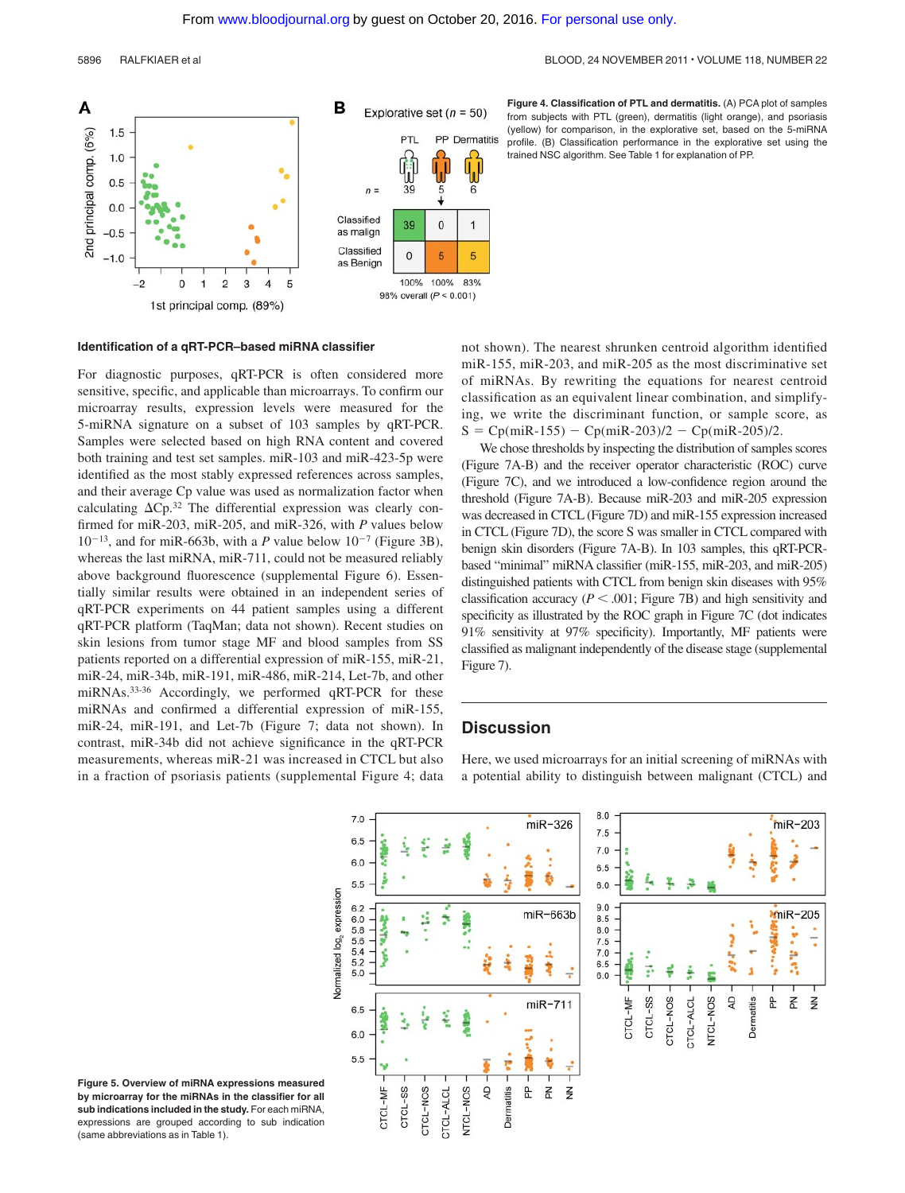Figure 4. Classification of PTL and dermatitis. (A) PCA plot of samples from subjects with PTL (green), dermatitis (light orange), and psoriasis (yellow) for comparison, in the explorative set, based on the 5-miRNA profile. (B) Classification performance in the explorative set using the trained NSC algorithm. See Table 1 for explanation of PP.

### Identification of a qRT-PCR–based miRNA classifier

For diagnostic purposes, qRT-PCR is often considered more sensitive, specific, and applicable than microarrays. To confirm our microarray results, expression levels were measured for the 5-miRNA signature on a subset of 103 samples by qRT-PCR. Samples were selected based on high RNA content and covered both training and test set samples. miR-103 and miR-423-5p were identified as the most stably expressed references across samples, and their average Cp value was used as normalization factor when calculating ΔCp.[32] The differential expression was clearly confirmed for miR-203, miR-205, and miR-326, with *P* values below $10^{-13}$, and for miR-663b, with a *P* value below $10^{-7}$ (Figure 3B), whereas the last miRNA, miR-711, could not be measured reliably above background fluorescence (supplemental Figure 6). Essentially similar results were obtained in an independent series of qRT-PCR experiments on 44 patient samples using a different qRT-PCR platform (TaqMan; data not shown). Recent studies on skin lesions from tumor stage MF and blood samples from SS patients reported on a differential expression of miR-155, miR-21, miR-24, miR-34b, miR-191, miR-486, miR-214, Let-7b, and other miRNAs.[33-36] Accordingly, we performed qRT-PCR for these miRNAs and confirmed a differential expression of miR-155, miR-24, miR-191, and Let-7b (Figure 7; data not shown). In contrast, miR-34b did not achieve significance in the qRT-PCR measurements, whereas miR-21 was increased in CTCL but also in a fraction of psoriasis patients (supplemental Figure 4; data not shown). The nearest shrunken centroid algorithm identified miR-155, miR-203, and miR-205 as the most discriminative set of miRNAs. By rewriting the equations for nearest centroid classification as an equivalent linear combination, and simplifying, we write the discriminant function, or sample score, as $S = Cp(miR\text{-}155) - Cp(miR\text{-}203)/2 - Cp(miR\text{-}205)/2$.

We chose thresholds by inspecting the distribution of samples scores (Figure 7A-B) and the receiver operator characteristic (ROC) curve (Figure 7C), and we introduced a low-confidence region around the threshold (Figure 7A-B). Because miR-203 and miR-205 expression was decreased in CTCL (Figure 7D) and miR-155 expression increased in CTCL (Figure 7D), the score S was smaller in CTCL compared with benign skin disorders (Figure 7A-B). In 103 samples, this qRT-PCR-based "minimal" miRNA classifier (miR-155, miR-203, and miR-205) distinguished patients with CTCL from benign skin diseases with 95% classification accuracy ($P < .001$; Figure 7B) and high sensitivity and specificity as illustrated by the ROC graph in Figure 7C (dot indicates 91% sensitivity at 97% specificity). Importantly, MF patients were classified as malignant independently of the disease stage (supplemental Figure 7).

## Discussion

Here, we used microarrays for an initial screening of miRNAs with a potential ability to distinguish between malignant (CTCL) and

Figure 5. Overview of miRNA expressions measured by microarray for the miRNAs in the classifier for all sub indications included in the study. For each miRNA, expressions are grouped according to sub indication (same abbreviations as in Table 1).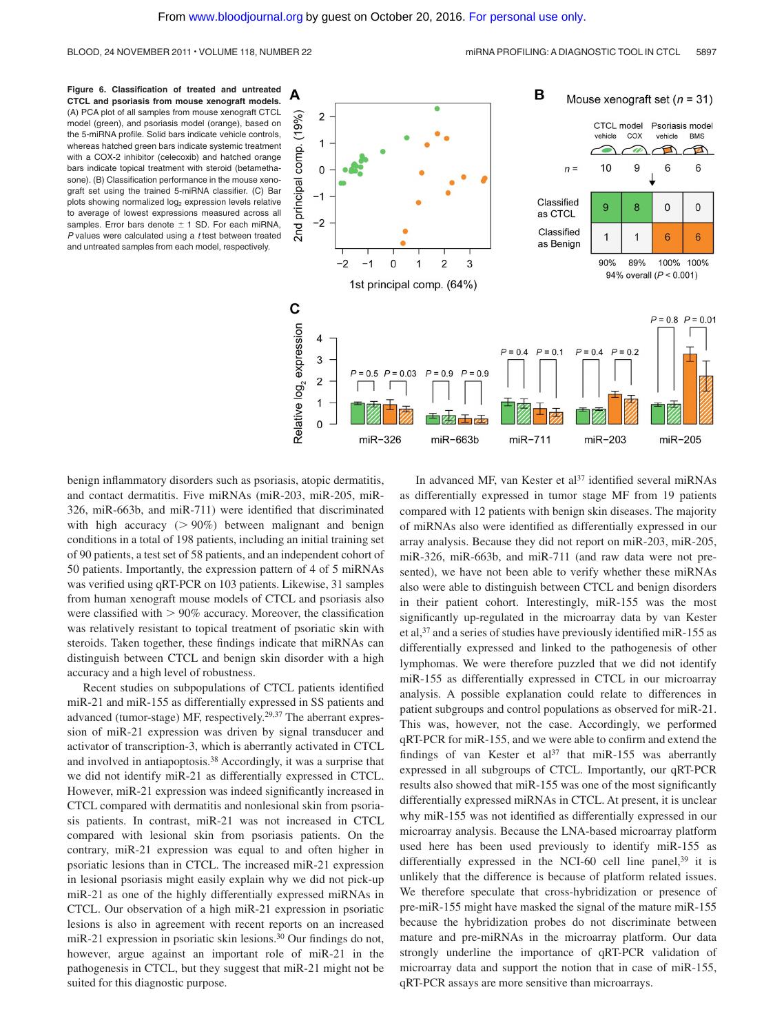**Figure 6. Classification of treated and untreated CTCL and psoriasis from mouse xenograft models.** (A) PCA plot of all samples from mouse xenograft CTCL model (green), and psoriasis model (orange), based on the 5-miRNA profile. Solid bars indicate vehicle controls, whereas hatched green bars indicate systemic treatment with a COX-2 inhibitor (celecoxib) and hatched orange bars indicate topical treatment with steroid (betamethasone). (B) Classification performance in the mouse xenograft set using the trained 5-miRNA classifier. (C) Bar plots showing normalized $\log_2$ expression levels relative to average of lowest expressions measured across all samples. Error bars denote ± 1 SD. For each miRNA, *P* values were calculated using a *t* test between treated and untreated samples from each model, respectively.

benign inflammatory disorders such as psoriasis, atopic dermatitis, and contact dermatitis. Five miRNAs (miR-203, miR-205, miR-326, miR-663b, and miR-711) were identified that discriminated with high accuracy (> 90%) between malignant and benign conditions in a total of 198 patients, including an initial training set of 90 patients, a test set of 58 patients, and an independent cohort of 50 patients. Importantly, the expression pattern of 4 of 5 miRNAs was verified using qRT-PCR on 103 patients. Likewise, 31 samples from human xenograft mouse models of CTCL and psoriasis also were classified with > 90% accuracy. Moreover, the classification was relatively resistant to topical treatment of psoriatic skin with steroids. Taken together, these findings indicate that miRNAs can distinguish between CTCL and benign skin disorder with a high accuracy and a high level of robustness.

Recent studies on subpopulations of CTCL patients identified miR-21 and miR-155 as differentially expressed in SS patients and advanced (tumor-stage) MF, respectively.[29,37] The aberrant expression of miR-21 expression was driven by signal transducer and activator of transcription-3, which is aberrantly activated in CTCL and involved in antiapoptosis.[38] Accordingly, it was a surprise that we did not identify miR-21 as differentially expressed in CTCL. However, miR-21 expression was indeed significantly increased in CTCL compared with dermatitis and nonlesional skin from psoriasis patients. In contrast, miR-21 was not increased in CTCL compared with lesional skin from psoriasis patients. On the contrary, miR-21 expression was equal to and often higher in psoriatic lesions than in CTCL. The increased miR-21 expression in lesional psoriasis might easily explain why we did not pick-up miR-21 as one of the highly differentially expressed miRNAs in CTCL. Our observation of a high miR-21 expression in psoriatic lesions is also in agreement with recent reports on an increased miR-21 expression in psoriatic skin lesions.[30] Our findings do not, however, argue against an important role of miR-21 in the pathogenesis in CTCL, but they suggest that miR-21 might not be suited for this diagnostic purpose.

In advanced MF, van Kester et al[37] identified several miRNAs as differentially expressed in tumor stage MF from 19 patients compared with 12 patients with benign skin diseases. The majority of miRNAs also were identified as differentially expressed in our array analysis. Because they did not report on miR-203, miR-205, miR-326, miR-663b, and miR-711 (and raw data were not presented), we have not been able to verify whether these miRNAs also were able to distinguish between CTCL and benign disorders in their patient cohort. Interestingly, miR-155 was the most significantly up-regulated in the microarray data by van Kester et al,[37] and a series of studies have previously identified miR-155 as differentially expressed and linked to the pathogenesis of other lymphomas. We were therefore puzzled that we did not identify miR-155 as differentially expressed in CTCL in our microarray analysis. A possible explanation could relate to differences in patient subgroups and control populations as observed for miR-21. This was, however, not the case. Accordingly, we performed qRT-PCR for miR-155, and we were able to confirm and extend the findings of van Kester et al[37] that miR-155 was aberrantly expressed in all subgroups of CTCL. Importantly, our qRT-PCR results also showed that miR-155 was one of the most significantly differentially expressed miRNAs in CTCL. At present, it is unclear why miR-155 was not identified as differentially expressed in our microarray analysis. Because the LNA-based microarray platform used here has been used previously to identify miR-155 as differentially expressed in the NCI-60 cell line panel,[39] it is unlikely that the difference is because of platform related issues. We therefore speculate that cross-hybridization or presence of pre-miR-155 might have masked the signal of the mature miR-155 because the hybridization probes do not discriminate between mature and pre-miRNAs in the microarray platform. Our data strongly underline the importance of qRT-PCR validation of microarray data and support the notion that in case of miR-155, qRT-PCR assays are more sensitive than microarrays.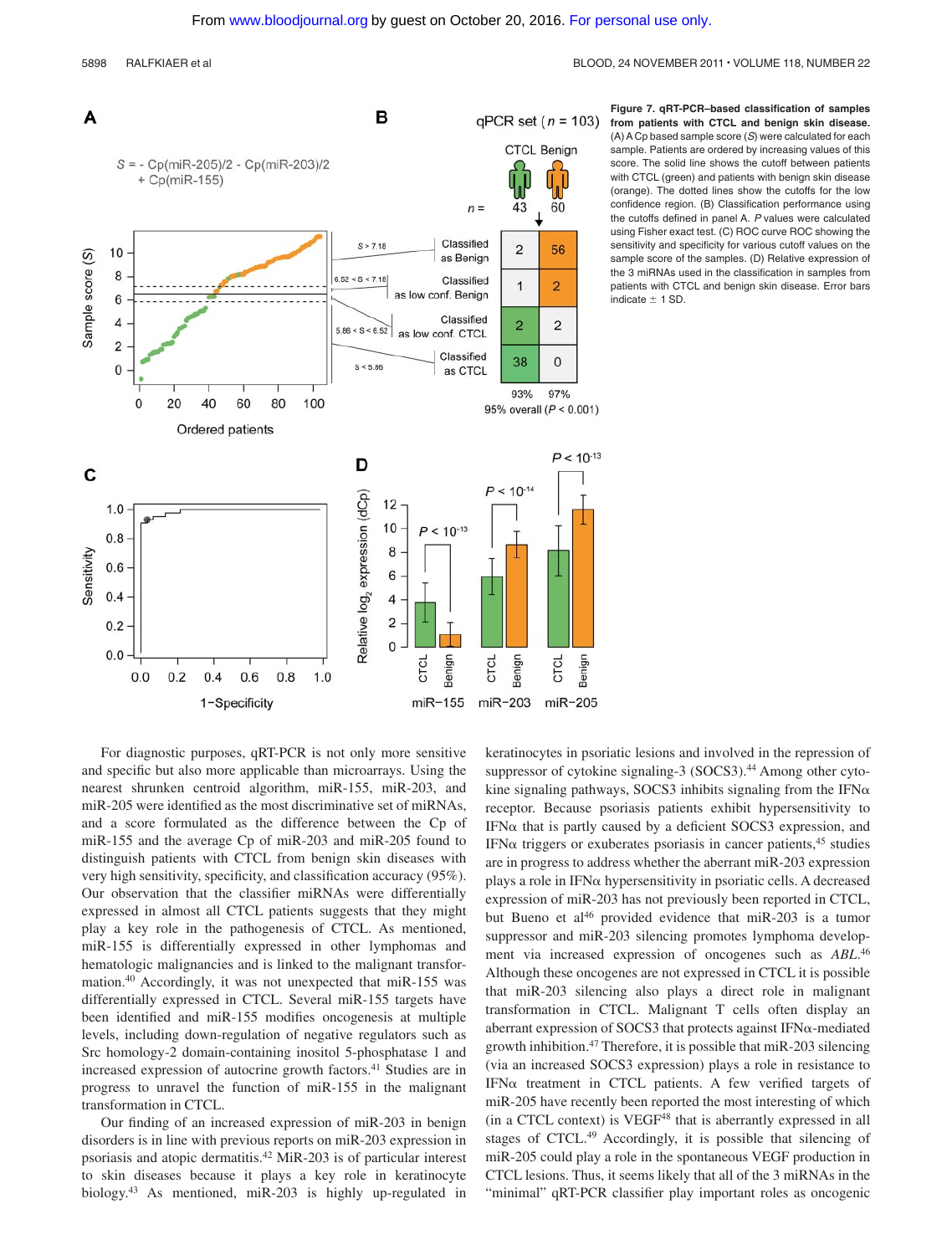**Figure 7. qRT-PCR–based classification of samples from patients with CTCL and benign skin disease.** (A) A Cp based sample score ($S$) were calculated for each sample. Patients are ordered by increasing values of this score. The solid line shows the cutoff between patients with CTCL (green) and patients with benign skin disease (orange). The dotted lines show the cutoffs for the low confidence region. (B) Classification performance using the cutoffs defined in panel A. $P$ values were calculated using Fisher exact test. (C) ROC curve ROC showing the sensitivity and specificity for various cutoff values on the sample score of the samples. (D) Relative expression of the 3 miRNAs used in the classification in samples from patients with CTCL and benign skin disease. Error bars indicate ± 1 SD.

For diagnostic purposes, qRT-PCR is not only more sensitive and specific but also more applicable than microarrays. Using the nearest shrunken centroid algorithm, miR-155, miR-203, and miR-205 were identified as the most discriminative set of miRNAs, and a score formulated as the difference between the Cp of miR-155 and the average Cp of miR-203 and miR-205 found to distinguish patients with CTCL from benign skin diseases with very high sensitivity, specificity, and classification accuracy (95%). Our observation that the classifier miRNAs were differentially expressed in almost all CTCL patients suggests that they might play a key role in the pathogenesis of CTCL. As mentioned, miR-155 is differentially expressed in other lymphomas and hematologic malignancies and is linked to the malignant transformation.[40] Accordingly, it was not unexpected that miR-155 was differentially expressed in CTCL. Several miR-155 targets have been identified and miR-155 modifies oncogenesis at multiple levels, including down-regulation of negative regulators such as Src homology-2 domain-containing inositol 5-phosphatase 1 and increased expression of autocrine growth factors.[41] Studies are in progress to unravel the function of miR-155 in the malignant transformation in CTCL.

Our finding of an increased expression of miR-203 in benign disorders is in line with previous reports on miR-203 expression in psoriasis and atopic dermatitis.[42] MiR-203 is of particular interest to skin diseases because it plays a key role in keratinocyte biology.[43] As mentioned, miR-203 is highly up-regulated in keratinocytes in psoriatic lesions and involved in the repression of suppressor of cytokine signaling-3 (SOCS3).[44] Among other cytokine signaling pathways, SOCS3 inhibits signaling from the IFNα receptor. Because psoriasis patients exhibit hypersensitivity to IFNα that is partly caused by a deficient SOCS3 expression, and IFNα triggers or exuberates psoriasis in cancer patients,[45] studies are in progress to address whether the aberrant miR-203 expression plays a role in IFNα hypersensitivity in psoriatic cells. A decreased expression of miR-203 has not previously been reported in CTCL, but Bueno et al[46] provided evidence that miR-203 is a tumor suppressor and miR-203 silencing promotes lymphoma development via increased expression of oncogenes such as *ABL*.[46] Although these oncogenes are not expressed in CTCL it is possible that miR-203 silencing also plays a direct role in malignant transformation in CTCL. Malignant T cells often display an aberrant expression of SOCS3 that protects against IFNα-mediated growth inhibition.[47] Therefore, it is possible that miR-203 silencing (via an increased SOCS3 expression) plays a role in resistance to IFNα treatment in CTCL patients. A few verified targets of miR-205 have recently been reported the most interesting of which (in a CTCL context) is VEGF[48] that is aberrantly expressed in all stages of CTCL.[49] Accordingly, it is possible that silencing of miR-205 could play a role in the spontaneous VEGF production in CTCL lesions. Thus, it seems likely that all of the 3 miRNAs in the "minimal" qRT-PCR classifier play important roles as oncogenic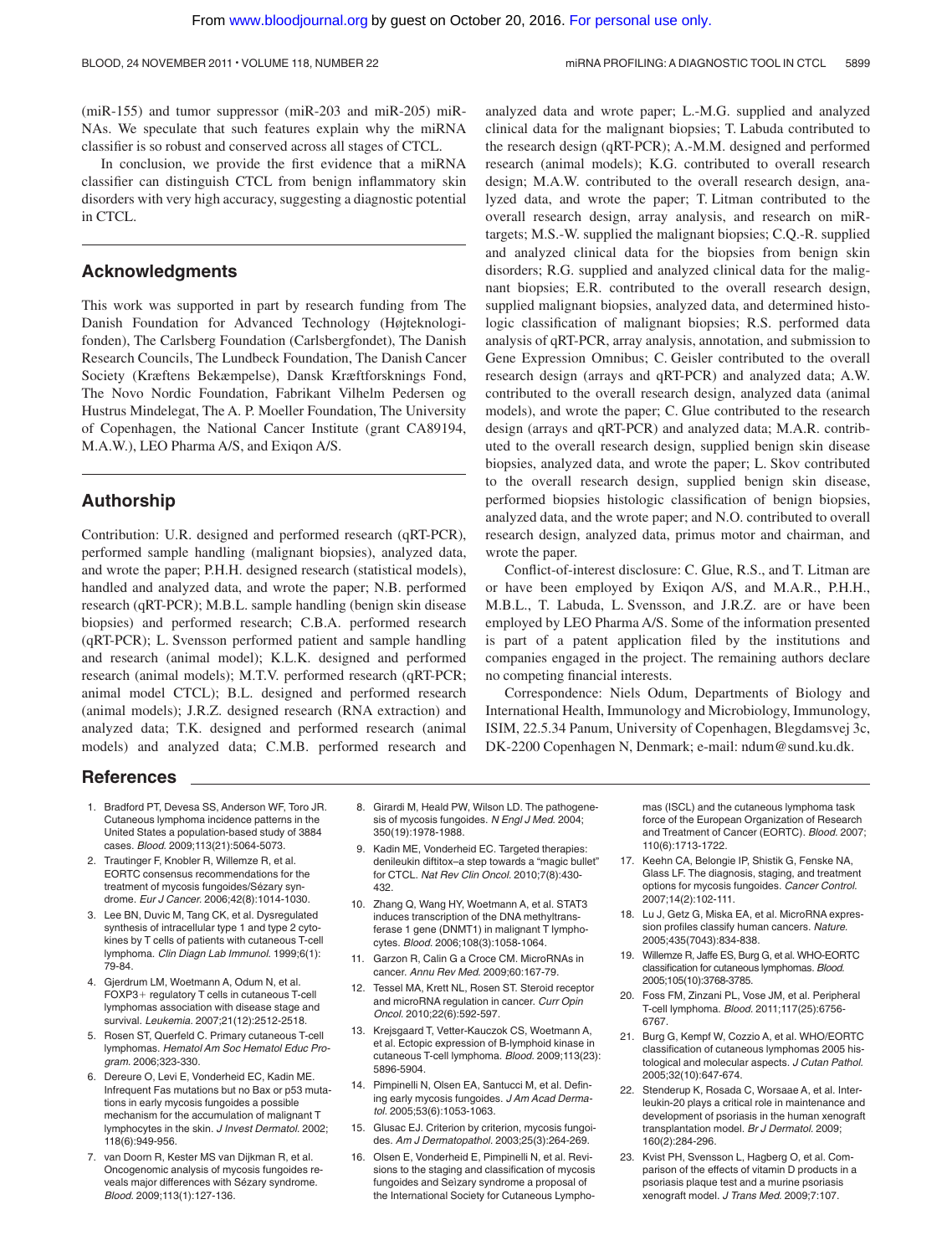(miR-155) and tumor suppressor (miR-203 and miR-205) miRNAs. We speculate that such features explain why the miRNA classifier is so robust and conserved across all stages of CTCL.

In conclusion, we provide the first evidence that a miRNA classifier can distinguish CTCL from benign inflammatory skin disorders with very high accuracy, suggesting a diagnostic potential in CTCL.

## Acknowledgments

This work was supported in part by research funding from The Danish Foundation for Advanced Technology (Højteknologifonden), The Carlsberg Foundation (Carlsbergfondet), The Danish Research Councils, The Lundbeck Foundation, The Danish Cancer Society (Kræftens Bekæmpelse), Dansk Kræftforsknings Fond, The Novo Nordic Foundation, Fabrikant Vilhelm Pedersen og Hustrus Mindelegat, The A. P. Moeller Foundation, The University of Copenhagen, the National Cancer Institute (grant CA89194, M.A.W.), LEO Pharma A/S, and Exiqon A/S.

## Authorship

Contribution: U.R. designed and performed research (qRT-PCR), performed sample handling (malignant biopsies), analyzed data, and wrote the paper; P.H.H. designed research (statistical models), handled and analyzed data, and wrote the paper; N.B. performed research (qRT-PCR); M.B.L. sample handling (benign skin disease biopsies) and performed research; C.B.A. performed research (qRT-PCR); L. Svensson performed patient and sample handling and research (animal model); K.L.K. designed and performed research (animal models); M.T.V. performed research (qRT-PCR; animal model CTCL); B.L. designed and performed research (animal models); J.R.Z. designed research (RNA extraction) and analyzed data; T.K. designed and performed research (animal models) and analyzed data; C.M.B. performed research and analyzed data and wrote paper; L.-M.G. supplied and analyzed clinical data for the malignant biopsies; T. Labuda contributed to the research design (qRT-PCR); A.-M.M. designed and performed research (animal models); K.G. contributed to overall research design; M.A.W. contributed to the overall research design, analyzed data, and wrote the paper; T. Litman contributed to the overall research design, array analysis, and research on miR-targets; M.S.-W. supplied the malignant biopsies; C.Q.-R. supplied and analyzed clinical data for the biopsies from benign skin disorders; R.G. supplied and analyzed clinical data for the malignant biopsies; E.R. contributed to the overall research design, supplied malignant biopsies, analyzed data, and determined histologic classification of malignant biopsies; R.S. performed data analysis of qRT-PCR, array analysis, annotation, and submission to Gene Expression Omnibus; C. Geisler contributed to the overall research design (arrays and qRT-PCR) and analyzed data; A.W. contributed to the overall research design, analyzed data (animal models), and wrote the paper; C. Glue contributed to the research design (arrays and qRT-PCR) and analyzed data; M.A.R. contributed to the overall research design, supplied benign skin disease biopsies, analyzed data, and wrote the paper; L. Skov contributed to the overall research design, supplied benign skin disease, performed biopsies histologic classification of benign biopsies, analyzed data, and the wrote paper; and N.O. contributed to overall research design, analyzed data, primus motor and chairman, and wrote the paper.

Conflict-of-interest disclosure: C. Glue, R.S., and T. Litman are or have been employed by Exiqon A/S, and M.A.R., P.H.H., M.B.L., T. Labuda, L. Svensson, and J.R.Z. are or have been employed by LEO Pharma A/S. Some of the information presented is part of a patent application filed by the institutions and companies engaged in the project. The remaining authors declare no competing financial interests.

Correspondence: Niels Odum, Departments of Biology and International Health, Immunology and Microbiology, Immunology, ISIM, 22.5.34 Panum, University of Copenhagen, Blegdamsvej 3c, DK-2200 Copenhagen N, Denmark; e-mail: ndum@sund.ku.dk.

## References

1. Bradford PT, Devesa SS, Anderson WF, Toro JR. Cutaneous lymphoma incidence patterns in the United States a population-based study of 3884 cases. *Blood.* 2009;113(21):5064-5073.
2. Trautinger F, Knobler R, Willemze R, et al. EORTC consensus recommendations for the treatment of mycosis fungoides/Sézary syndrome. *Eur J Cancer.* 2006;42(8):1014-1030.
3. Lee BN, Duvic M, Tang CK, et al. Dysregulated synthesis of intracellular type 1 and type 2 cytokines by T cells of patients with cutaneous T-cell lymphoma. *Clin Diagn Lab Immunol.* 1999;6(1):79-84.
4. Gjerdrum LM, Woetmann A, Odum N, et al. FOXP3+ regulatory T cells in cutaneous T-cell lymphomas association with disease stage and survival. *Leukemia.* 2007;21(12):2512-2518.
5. Rosen ST, Querfeld C. Primary cutaneous T-cell lymphomas. *Hematol Am Soc Hematol Educ Program.* 2006;323-330.
6. Dereure O, Levi E, Vonderheid EC, Kadin ME. Infrequent Fas mutations but no Bax or p53 mutations in early mycosis fungoides a possible mechanism for the accumulation of malignant T lymphocytes in the skin. *J Invest Dermatol.* 2002;118(6):949-956.
7. van Doorn R, Kester MS van Dijkman R, et al. Oncogenomic analysis of mycosis fungoides reveals major differences with Sézary syndrome. *Blood.* 2009;113(1):127-136.
8. Girardi M, Heald PW, Wilson LD. The pathogenesis of mycosis fungoides. *N Engl J Med.* 2004;350(19):1978-1988.
9. Kadin ME, Vonderheid EC. Targeted therapies: denileukin diftitox–a step towards a "magic bullet" for CTCL. *Nat Rev Clin Oncol.* 2010;7(8):430-432.
10. Zhang Q, Wang HY, Woetmann A, et al. STAT3 induces transcription of the DNA methyltransferase 1 gene (DNMT1) in malignant T lymphocytes. *Blood.* 2006;108(3):1058-1064.
11. Garzon R, Calin G a Croce CM. MicroRNAs in cancer. *Annu Rev Med.* 2009;60:167-79.
12. Tessel MA, Krett NL, Rosen ST. Steroid receptor and microRNA regulation in cancer. *Curr Opin Oncol.* 2010;22(6):592-597.
13. Krejsgaard T, Vetter-Kauczok CS, Woetmann A, et al. Ectopic expression of B-lymphoid kinase in cutaneous T-cell lymphoma. *Blood.* 2009;113(23):5896-5904.
14. Pimpinelli N, Olsen EA, Santucci M, et al. Defining early mycosis fungoides. *J Am Acad Dermatol.* 2005;53(6):1053-1063.
15. Glusac EJ. Criterion by criterion, mycosis fungoides. *Am J Dermatopathol.* 2003;25(3):264-269.
16. Olsen E, Vonderheid E, Pimpinelli N, et al. Revisions to the staging and classification of mycosis fungoides and Seizary syndrome a proposal of the International Society for Cutaneous Lymphomas (ISCL) and the cutaneous lymphoma task force of the European Organization of Research and Treatment of Cancer (EORTC). *Blood.* 2007;110(6):1713-1722.
17. Keehn CA, Belongie IP, Shistik G, Fenske NA, Glass LF. The diagnosis, staging, and treatment options for mycosis fungoides. *Cancer Control.* 2007;14(2):102-111.
18. Lu J, Getz G, Miska EA, et al. MicroRNA expression profiles classify human cancers. *Nature.* 2005;435(7043):834-838.
19. Willemze R, Jaffe ES, Burg G, et al. WHO-EORTC classification for cutaneous lymphomas. *Blood.* 2005;105(10):3768-3785.
20. Foss FM, Zinzani PL, Vose JM, et al. Peripheral T-cell lymphoma. *Blood.* 2011;117(25):6756-6767.
21. Burg G, Kempf W, Cozzio A, et al. WHO/EORTC classification of cutaneous lymphomas 2005 histological and molecular aspects. *J Cutan Pathol.* 2005;32(10):647-674.
22. Stenderup K, Rosada C, Worsaae A, et al. Interleukin-20 plays a critical role in maintenance and development of psoriasis in the human xenograft transplantation model. *Br J Dermatol.* 2009;160(2):284-296.
23. Kvist PH, Svensson L, Hagberg O, et al. Comparison of the effects of vitamin D products in a psoriasis plaque test and a murine psoriasis xenograft model. *J Trans Med.* 2009;7:107.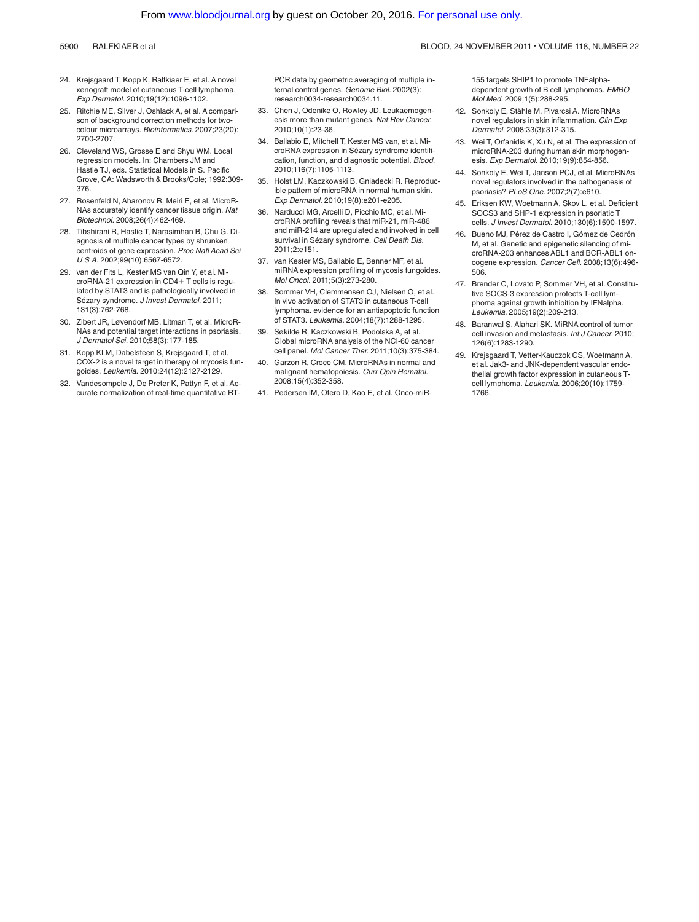24. Krejsgaard T, Kopp K, Ralfkiaer E, et al. A novel xenograft model of cutaneous T-cell lymphoma. *Exp Dermatol.* 2010;19(12):1096-1102.
25. Ritchie ME, Silver J, Oshlack A, et al. A comparison of background correction methods for two-colour microarrays. *Bioinformatics.* 2007;23(20):2700-2707.
26. Cleveland WS, Grosse E and Shyu WM. Local regression models. In: Chambers JM and Hastie TJ, eds. Statistical Models in S. Pacific Grove, CA: Wadsworth & Brooks/Cole; 1992:309-376.
27. Rosenfeld N, Aharonov R, Meiri E, et al. MicroRNAs accurately identify cancer tissue origin. *Nat Biotechnol.* 2008;26(4):462-469.
28. Tibshirani R, Hastie T, Narasimhan B, Chu G. Diagnosis of multiple cancer types by shrunken centroids of gene expression. *Proc Natl Acad Sci U S A.* 2002;99(10):6567-6572.
29. van der Fits L, Kester MS van Qin Y, et al. MicroRNA-21 expression in CD4+ T cells is regulated by STAT3 and is pathologically involved in Sézary syndrome. *J Invest Dermatol.* 2011; 131(3):762-768.
30. Zibert JR, Løvendorf MB, Litman T, et al. MicroRNAs and potential target interactions in psoriasis. *J Dermatol Sci.* 2010;58(3):177-185.
31. Kopp KLM, Dabelsteen S, Krejsgaard T, et al. COX-2 is a novel target in therapy of mycosis fungoides. *Leukemia.* 2010;24(12):2127-2129.
32. Vandesompele J, De Preter K, Pattyn F, et al. Accurate normalization of real-time quantitative RT-PCR data by geometric averaging of multiple internal control genes. *Genome Biol.* 2002(3): research0034-research0034.11.
33. Chen J, Odenike O, Rowley JD. Leukaemogenesis more than mutant genes. *Nat Rev Cancer.* 2010;10(1):23-36.
34. Ballabio E, Mitchell T, Kester MS van, et al. MicroRNA expression in Sézary syndrome identification, function, and diagnostic potential. *Blood.* 2010;116(7):1105-1113.
35. Holst LM, Kaczkowski B, Gniadecki R. Reproducible pattern of microRNA in normal human skin. *Exp Dermatol.* 2010;19(8):e201-e205.
36. Narducci MG, Arcelli D, Picchio MC, et al. MicroRNA profiling reveals that miR-21, miR-486 and miR-214 are upregulated and involved in cell survival in Sézary syndrome. *Cell Death Dis.* 2011;2:e151.
37. van Kester MS, Ballabio E, Benner MF, et al. miRNA expression profiling of mycosis fungoides. *Mol Oncol.* 2011;5(3):273-280.
38. Sommer VH, Clemmensen OJ, Nielsen O, et al. In vivo activation of STAT3 in cutaneous T-cell lymphoma. evidence for an antiapoptotic function of STAT3. *Leukemia.* 2004;18(7):1288-1295.
39. Søkilde R, Kaczkowski B, Podolska A, et al. Global microRNA analysis of the NCI-60 cancer cell panel. *Mol Cancer Ther.* 2011;10(3):375-384.
40. Garzon R, Croce CM. MicroRNAs in normal and malignant hematopoiesis. *Curr Opin Hematol.* 2008;15(4):352-358.
41. Pedersen IM, Otero D, Kao E, et al. Onco-miR-155 targets SHIP1 to promote TNFalpha-dependent growth of B cell lymphomas. *EMBO Mol Med.* 2009;1(5):288-295.
42. Sonkoly E, Ståhle M, Pivarcsi A. MicroRNAs novel regulators in skin inflammation. *Clin Exp Dermatol.* 2008;33(3):312-315.
43. Wei T, Orfanidis K, Xu N, et al. The expression of microRNA-203 during human skin morphogenesis. *Exp Dermatol.* 2010;19(9):854-856.
44. Sonkoly E, Wei T, Janson PCJ, et al. MicroRNAs novel regulators involved in the pathogenesis of psoriasis? *PLoS One.* 2007;2(7):e610.
45. Eriksen KW, Woetmann A, Skov L, et al. Deficient SOCS3 and SHP-1 expression in psoriatic T cells. *J Invest Dermatol.* 2010;130(6):1590-1597.
46. Bueno MJ, Pérez de Castro I, Gómez de Cedrón M, et al. Genetic and epigenetic silencing of microRNA-203 enhances ABL1 and BCR-ABL1 oncogene expression. *Cancer Cell.* 2008;13(6):496-506.
47. Brender C, Lovato P, Sommer VH, et al. Constitutive SOCS-3 expression protects T-cell lymphoma against growth inhibition by IFNalpha. *Leukemia.* 2005;19(2):209-213.
48. Baranwal S, Alahari SK. MiRNA control of tumor cell invasion and metastasis. *Int J Cancer.* 2010; 126(6):1283-1290.
49. Krejsgaard T, Vetter-Kauczok CS, Woetmann A, et al. Jak3- and JNK-dependent vascular endothelial growth factor expression in cutaneous T-cell lymphoma. *Leukemia.* 2006;20(10):1759-1766.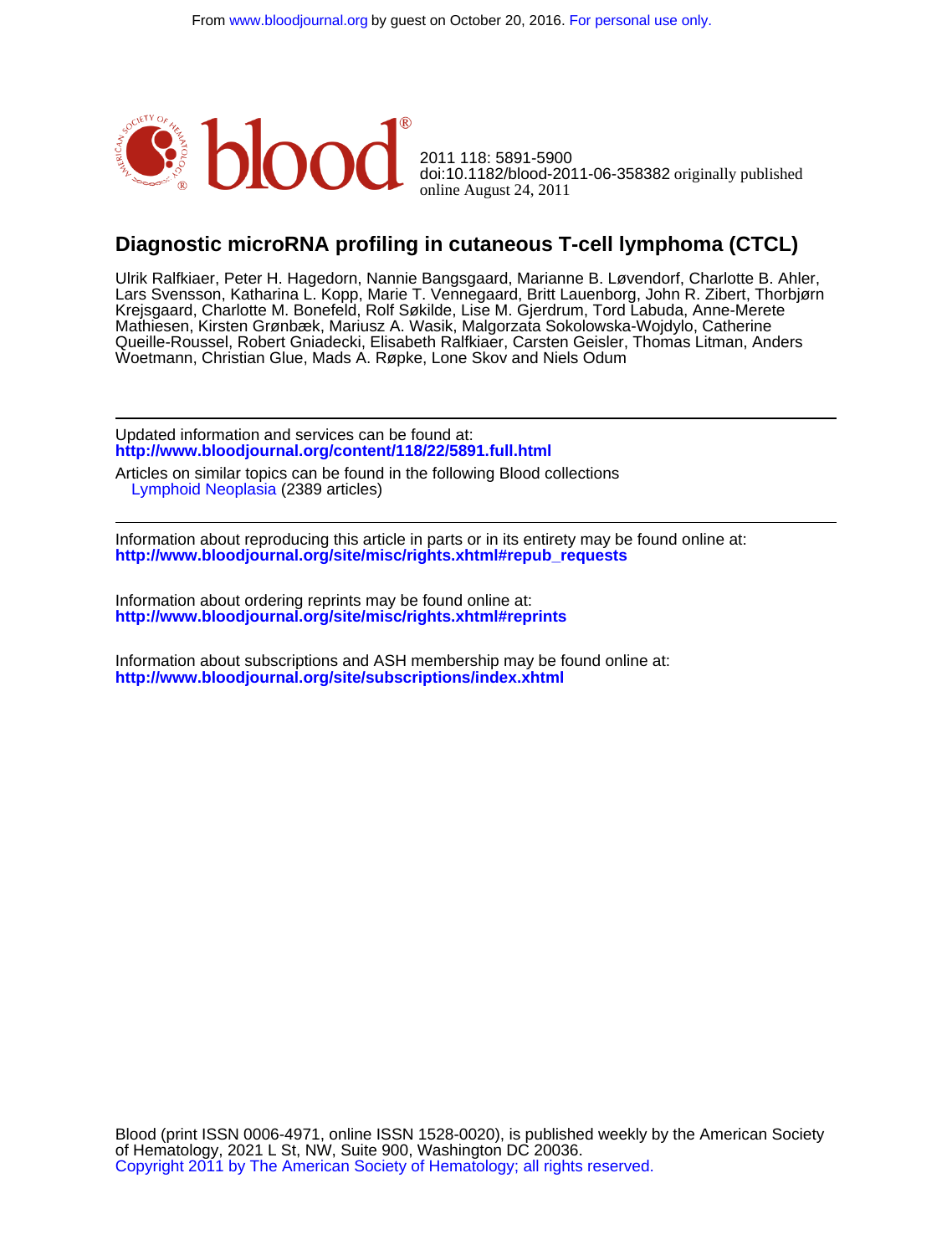From www.bloodjournal.org by guest on October 20, 2016. For personal use only.

2011 118: 5891-5900
doi:10.1182/blood-2011-06-358382 originally published online August 24, 2011

# Diagnostic microRNA profiling in cutaneous T-cell lymphoma (CTCL)

Ulrik Ralfkiaer, Peter H. Hagedorn, Nannie Bangsgaard, Marianne B. Løvendorf, Charlotte B. Ahler, Lars Svensson, Katharina L. Kopp, Marie T. Vennegaard, Britt Lauenborg, John R. Zibert, Thorbjørn Krejsgaard, Charlotte M. Bonefeld, Rolf Søkilde, Lise M. Gjerdrum, Tord Labuda, Anne-Merete Mathiesen, Kirsten Grønbæk, Mariusz A. Wasik, Malgorzata Sokolowska-Wojdylo, Catherine Queille-Roussel, Robert Gniadecki, Elisabeth Ralfkiaer, Carsten Geisler, Thomas Litman, Anders Woetmann, Christian Glue, Mads A. Røpke, Lone Skov and Niels Odum

---

Updated information and services can be found at:
**http://www.bloodjournal.org/content/118/22/5891.full.html**

Articles on similar topics can be found in the following Blood collections
Lymphoid Neoplasia (2389 articles)

---

Information about reproducing this article in parts or in its entirety may be found online at:
**http://www.bloodjournal.org/site/misc/rights.xhtml#repub_requests**

Information about ordering reprints may be found online at:
**http://www.bloodjournal.org/site/misc/rights.xhtml#reprints**

Information about subscriptions and ASH membership may be found online at:
**http://www.bloodjournal.org/site/subscriptions/index.xhtml**

Blood (print ISSN 0006-4971, online ISSN 1528-0020), is published weekly by the American Society of Hematology, 2021 L St, NW, Suite 900, Washington DC 20036.
Copyright 2011 by The American Society of Hematology; all rights reserved.